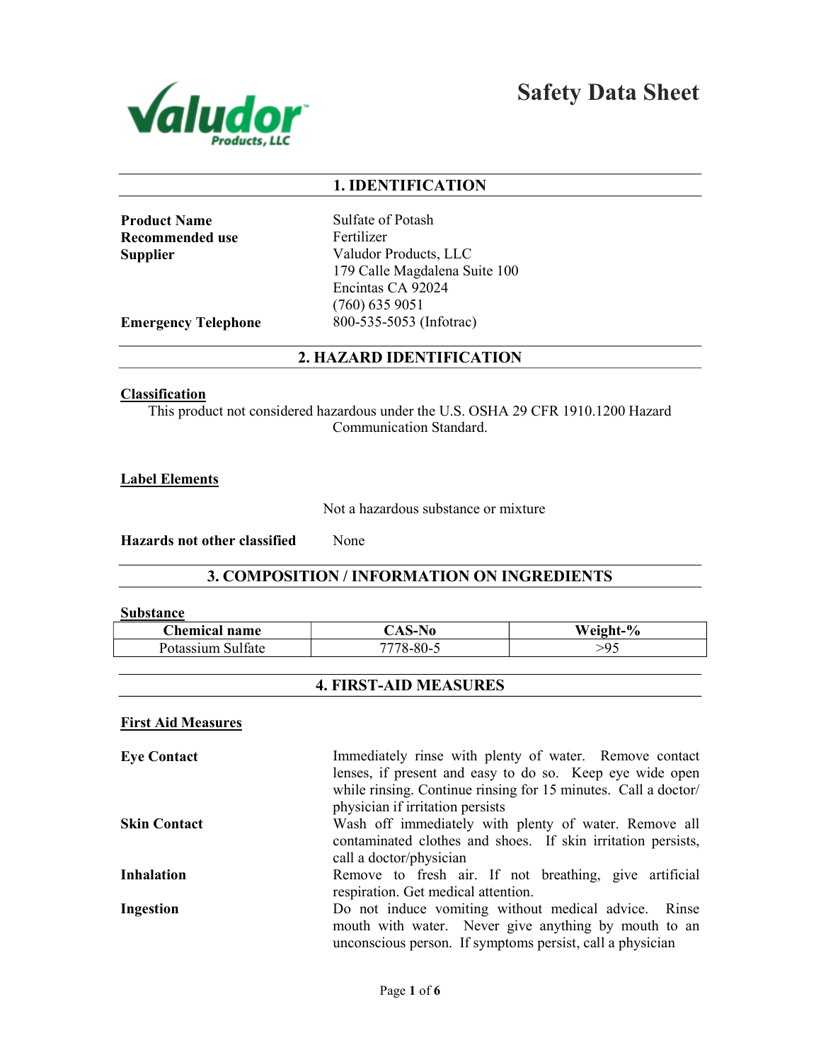# Safety Data Sheet

## 1. IDENTIFICATION

**Product Name** Sulfate of Potash

**Recommended use** Fertilizer

**Supplier** Valudor Products, LLC
179 Calle Magdalena Suite 100
Encintas CA 92024
(760) 635 9051

**Emergency Telephone** 800-535-5053 (Infotrac)

## 2. HAZARD IDENTIFICATION

**Classification**

This product not considered hazardous under the U.S. OSHA 29 CFR 1910.1200 Hazard Communication Standard.

**Label Elements**

Not a hazardous substance or mixture

**Hazards not other classified** None

## 3. COMPOSITION / INFORMATION ON INGREDIENTS

**Substance**

| Chemical name | CAS-No | Weight-% |
|---|---|---|
| Potassium Sulfate | 7778-80-5 | >95 |

## 4. FIRST-AID MEASURES

**First Aid Measures**

**Eye Contact** Immediately rinse with plenty of water. Remove contact lenses, if present and easy to do so. Keep eye wide open while rinsing. Continue rinsing for 15 minutes. Call a doctor/ physician if irritation persists

**Skin Contact** Wash off immediately with plenty of water. Remove all contaminated clothes and shoes. If skin irritation persists, call a doctor/physician

**Inhalation** Remove to fresh air. If not breathing, give artificial respiration. Get medical attention.

**Ingestion** Do not induce vomiting without medical advice. Rinse mouth with water. Never give anything by mouth to an unconscious person. If symptoms persist, call a physician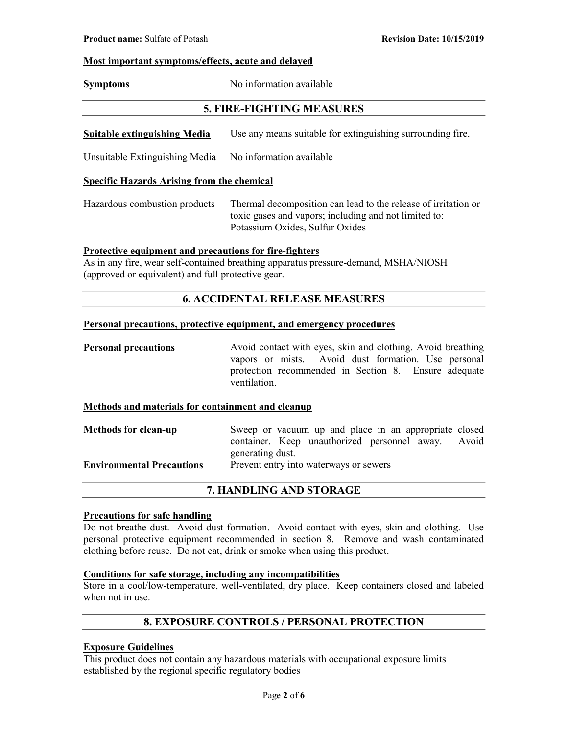**Most important symptoms/effects, acute and delayed**

| | |
|---|---|
| **Symptoms** | No information available |

## 5. FIRE-FIGHTING MEASURES

| | |
|---|---|
| **Suitable extinguishing Media** | Use any means suitable for extinguishing surrounding fire. |
| Unsuitable Extinguishing Media | No information available |

**Specific Hazards Arising from the chemical**

| | |
|---|---|
| Hazardous combustion products | Thermal decomposition can lead to the release of irritation or toxic gases and vapors; including and not limited to: Potassium Oxides, Sulfur Oxides |

**Protective equipment and precautions for fire-fighters**

As in any fire, wear self-contained breathing apparatus pressure-demand, MSHA/NIOSH (approved or equivalent) and full protective gear.

## 6. ACCIDENTAL RELEASE MEASURES

**Personal precautions, protective equipment, and emergency procedures**

| | |
|---|---|
| **Personal precautions** | Avoid contact with eyes, skin and clothing. Avoid breathing vapors or mists. Avoid dust formation. Use personal protection recommended in Section 8. Ensure adequate ventilation. |

**Methods and materials for containment and cleanup**

| | |
|---|---|
| **Methods for clean-up** | Sweep or vacuum up and place in an appropriate closed container. Keep unauthorized personnel away. Avoid generating dust. |
| **Environmental Precautions** | Prevent entry into waterways or sewers |

## 7. HANDLING AND STORAGE

**Precautions for safe handling**

Do not breathe dust. Avoid dust formation. Avoid contact with eyes, skin and clothing. Use personal protective equipment recommended in section 8. Remove and wash contaminated clothing before reuse. Do not eat, drink or smoke when using this product.

**Conditions for safe storage, including any incompatibilities**

Store in a cool/low-temperature, well-ventilated, dry place. Keep containers closed and labeled when not in use.

## 8. EXPOSURE CONTROLS / PERSONAL PROTECTION

**Exposure Guidelines**

This product does not contain any hazardous materials with occupational exposure limits established by the regional specific regulatory bodies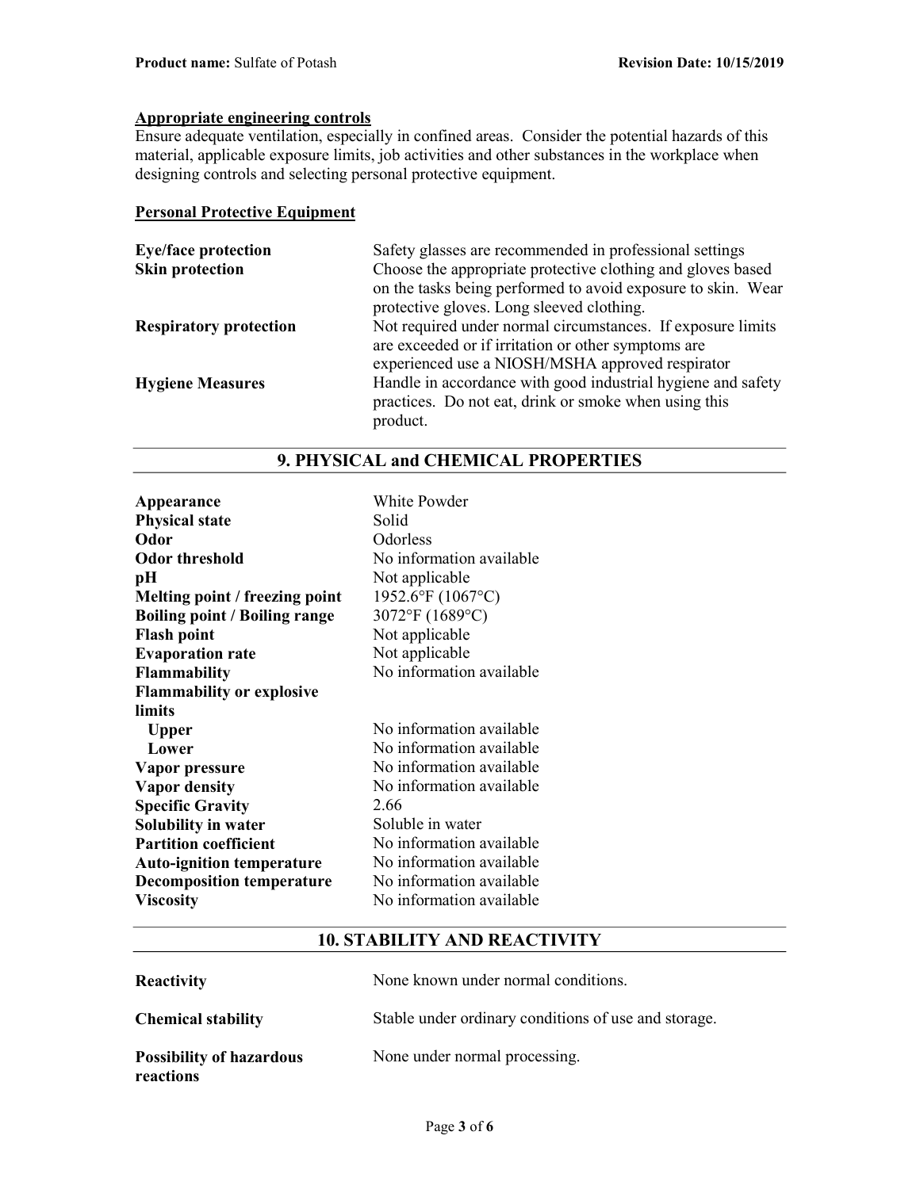### Appropriate engineering controls

Ensure adequate ventilation, especially in confined areas. Consider the potential hazards of this material, applicable exposure limits, job activities and other substances in the workplace when designing controls and selecting personal protective equipment.

### Personal Protective Equipment

| | |
|---|---|
| **Eye/face protection** | Safety glasses are recommended in professional settings |
| **Skin protection** | Choose the appropriate protective clothing and gloves based on the tasks being performed to avoid exposure to skin. Wear protective gloves. Long sleeved clothing. |
| **Respiratory protection** | Not required under normal circumstances. If exposure limits are exceeded or if irritation or other symptoms are experienced use a NIOSH/MSHA approved respirator |
| **Hygiene Measures** | Handle in accordance with good industrial hygiene and safety practices. Do not eat, drink or smoke when using this product. |

## 9. PHYSICAL and CHEMICAL PROPERTIES

| | |
|---|---|
| **Appearance** | White Powder |
| **Physical state** | Solid |
| **Odor** | Odorless |
| **Odor threshold** | No information available |
| **pH** | Not applicable |
| **Melting point / freezing point** | 1952.6°F (1067°C) |
| **Boiling point / Boiling range** | 3072°F (1689°C) |
| **Flash point** | Not applicable |
| **Evaporation rate** | Not applicable |
| **Flammability** | No information available |
| **Flammability or explosive limits** | |
| **Upper** | No information available |
| **Lower** | No information available |
| **Vapor pressure** | No information available |
| **Vapor density** | No information available |
| **Specific Gravity** | 2.66 |
| **Solubility in water** | Soluble in water |
| **Partition coefficient** | No information available |
| **Auto-ignition temperature** | No information available |
| **Decomposition temperature** | No information available |
| **Viscosity** | No information available |

## 10. STABILITY AND REACTIVITY

| | |
|---|---|
| **Reactivity** | None known under normal conditions. |
| **Chemical stability** | Stable under ordinary conditions of use and storage. |
| **Possibility of hazardous reactions** | None under normal processing. |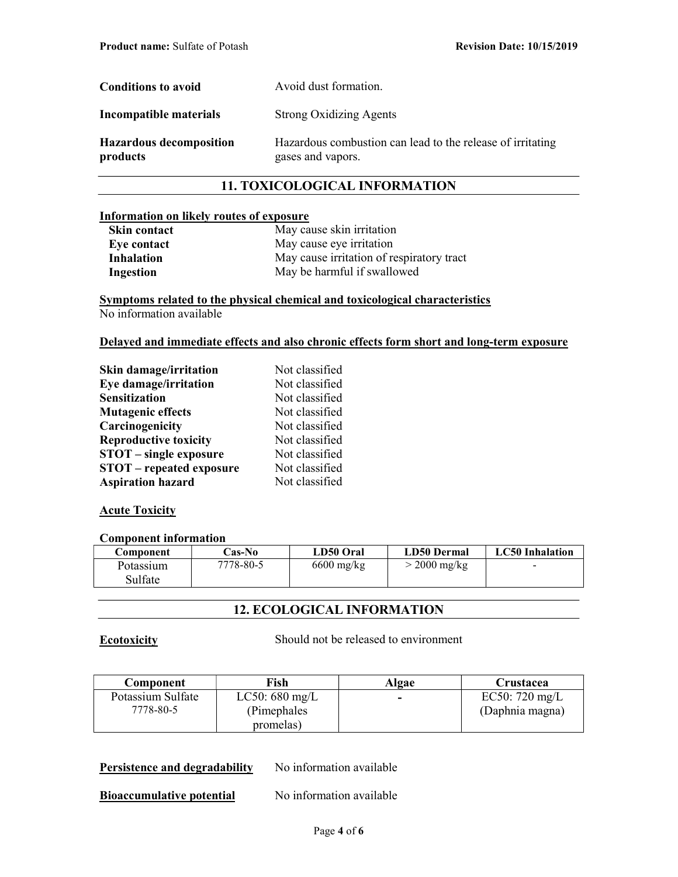| | |
|---|---|
| **Conditions to avoid** | Avoid dust formation. |
| **Incompatible materials** | Strong Oxidizing Agents |
| **Hazardous decomposition products** | Hazardous combustion can lead to the release of irritating gases and vapors. |

## 11. TOXICOLOGICAL INFORMATION

**Information on likely routes of exposure**

| | |
|---|---|
| **Skin contact** | May cause skin irritation |
| **Eye contact** | May cause eye irritation |
| **Inhalation** | May cause irritation of respiratory tract |
| **Ingestion** | May be harmful if swallowed |

**Symptoms related to the physical chemical and toxicological characteristics**

No information available

**Delayed and immediate effects and also chronic effects form short and long-term exposure**

| | |
|---|---|
| **Skin damage/irritation** | Not classified |
| **Eye damage/irritation** | Not classified |
| **Sensitization** | Not classified |
| **Mutagenic effects** | Not classified |
| **Carcinogenicity** | Not classified |
| **Reproductive toxicity** | Not classified |
| **STOT – single exposure** | Not classified |
| **STOT – repeated exposure** | Not classified |
| **Aspiration hazard** | Not classified |

**Acute Toxicity**

**Component information**

| Component | Cas-No | LD50 Oral | LD50 Dermal | LC50 Inhalation |
|---|---|---|---|---|
| Potassium Sulfate | 7778-80-5 | 6600 mg/kg | > 2000 mg/kg | - |

## 12. ECOLOGICAL INFORMATION

**Ecotoxicity** Should not be released to environment

| Component | Fish | Algae | Crustacea |
|---|---|---|---|
| Potassium Sulfate 7778-80-5 | LC50: 680 mg/L (Pimephales promelas) | - | EC50: 720 mg/L (Daphnia magna) |

**Persistence and degradability** No information available

**Bioaccumulative potential** No information available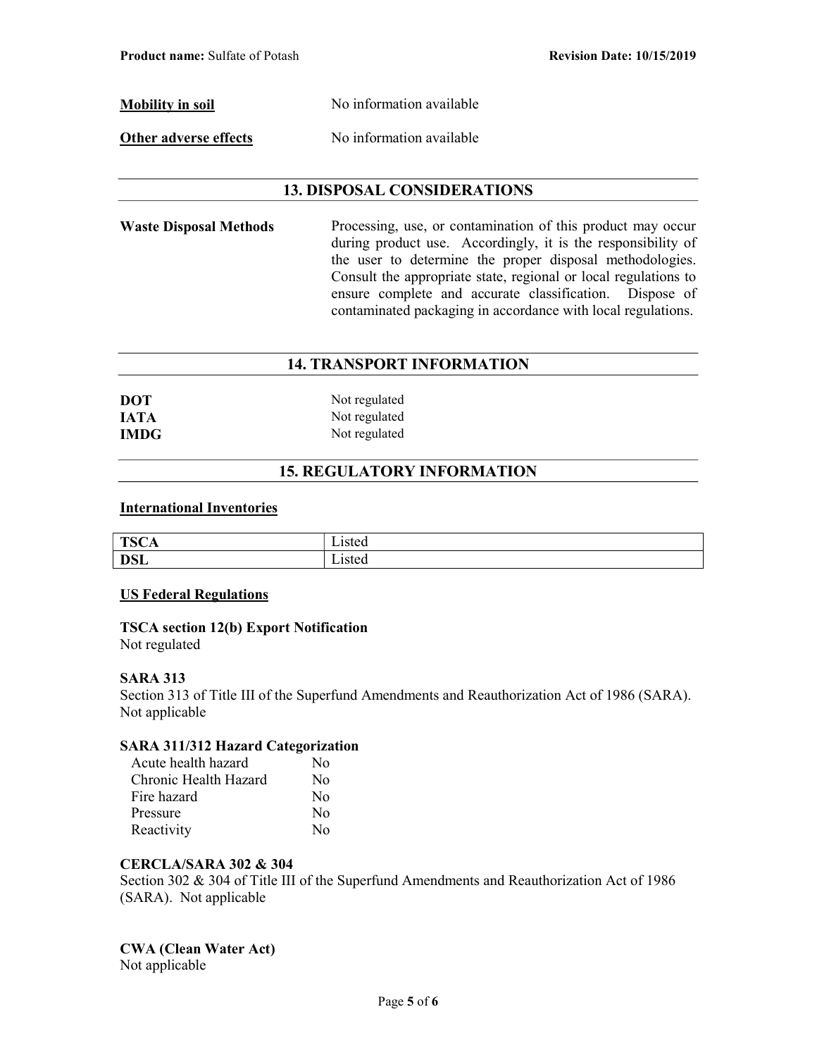**Mobility in soil** No information available

**Other adverse effects** No information available

## 13. DISPOSAL CONSIDERATIONS

**Waste Disposal Methods** Processing, use, or contamination of this product may occur during product use. Accordingly, it is the responsibility of the user to determine the proper disposal methodologies. Consult the appropriate state, regional or local regulations to ensure complete and accurate classification. Dispose of contaminated packaging in accordance with local regulations.

## 14. TRANSPORT INFORMATION

**DOT** Not regulated
**IATA** Not regulated
**IMDG** Not regulated

## 15. REGULATORY INFORMATION

### International Inventories

| | |
|---|---|
| **TSCA** | Listed |
| **DSL** | Listed |

### US Federal Regulations

**TSCA section 12(b) Export Notification**
Not regulated

**SARA 313**
Section 313 of Title III of the Superfund Amendments and Reauthorization Act of 1986 (SARA). Not applicable

**SARA 311/312 Hazard Categorization**

| | |
|---|---|
| Acute health hazard | No |
| Chronic Health Hazard | No |
| Fire hazard | No |
| Pressure | No |
| Reactivity | No |

**CERCLA/SARA 302 & 304**
Section 302 & 304 of Title III of the Superfund Amendments and Reauthorization Act of 1986 (SARA). Not applicable

**CWA (Clean Water Act)**
Not applicable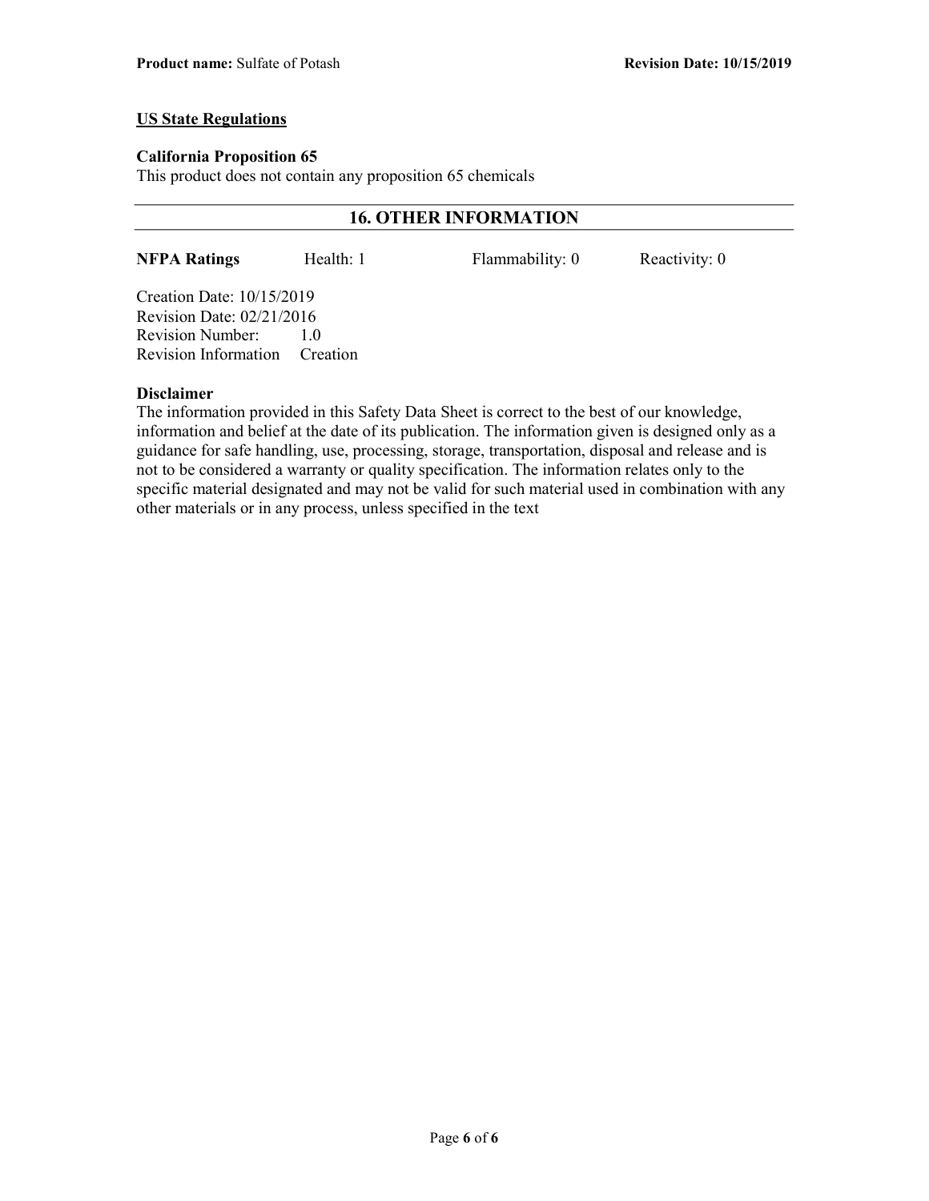**US State Regulations**

**California Proposition 65**

This product does not contain any proposition 65 chemicals

## 16. OTHER INFORMATION

| | | | |
|---|---|---|---|
| **NFPA Ratings** | Health: 1 | Flammability: 0 | Reactivity: 0 |

Creation Date: 10/15/2019
Revision Date: 02/21/2016
Revision Number: 1.0
Revision Information Creation

**Disclaimer**

The information provided in this Safety Data Sheet is correct to the best of our knowledge, information and belief at the date of its publication. The information given is designed only as a guidance for safe handling, use, processing, storage, transportation, disposal and release and is not to be considered a warranty or quality specification. The information relates only to the specific material designated and may not be valid for such material used in combination with any other materials or in any process, unless specified in the text